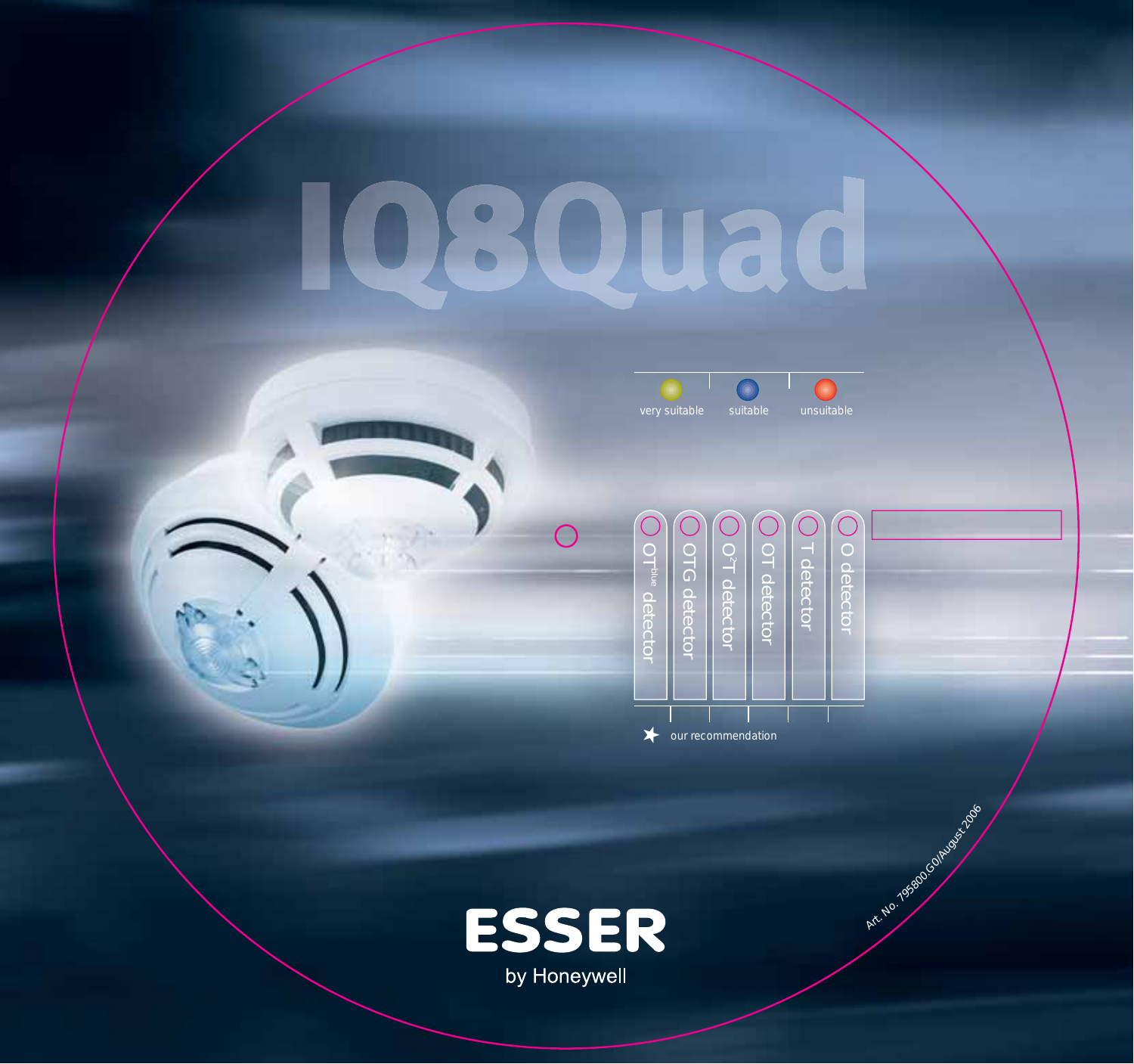# IQ8Quad

very suitable | suitable | unsuitable

| $OT^{blue}$ detector | OTG detector | $O^2T$ detector | OT detector | T detector | O detector |
|---|---|---|---|---|---|

★ our recommendation

Art. No. 795800.G0/August 2006

**ESSER**

by Honeywell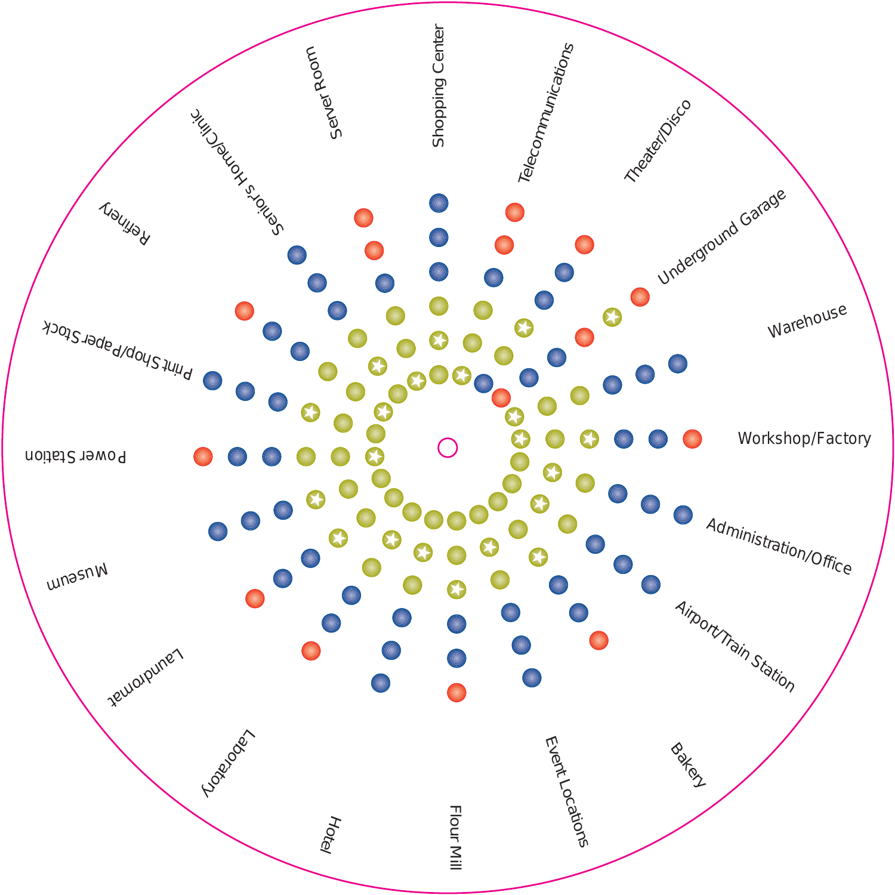Shopping Center

Telecommunications

Theater/Disco

Underground Garage

Warehouse

Workshop/Factory

Administration/Office

Airport/Train Station

Bakery

Event Locations

Flour Mill

Hotel

Laboratory

Laundromat

Museum

Power Station

Print Shop/Paper Stock

Refinery

Senior's Home/Clinic

Server Room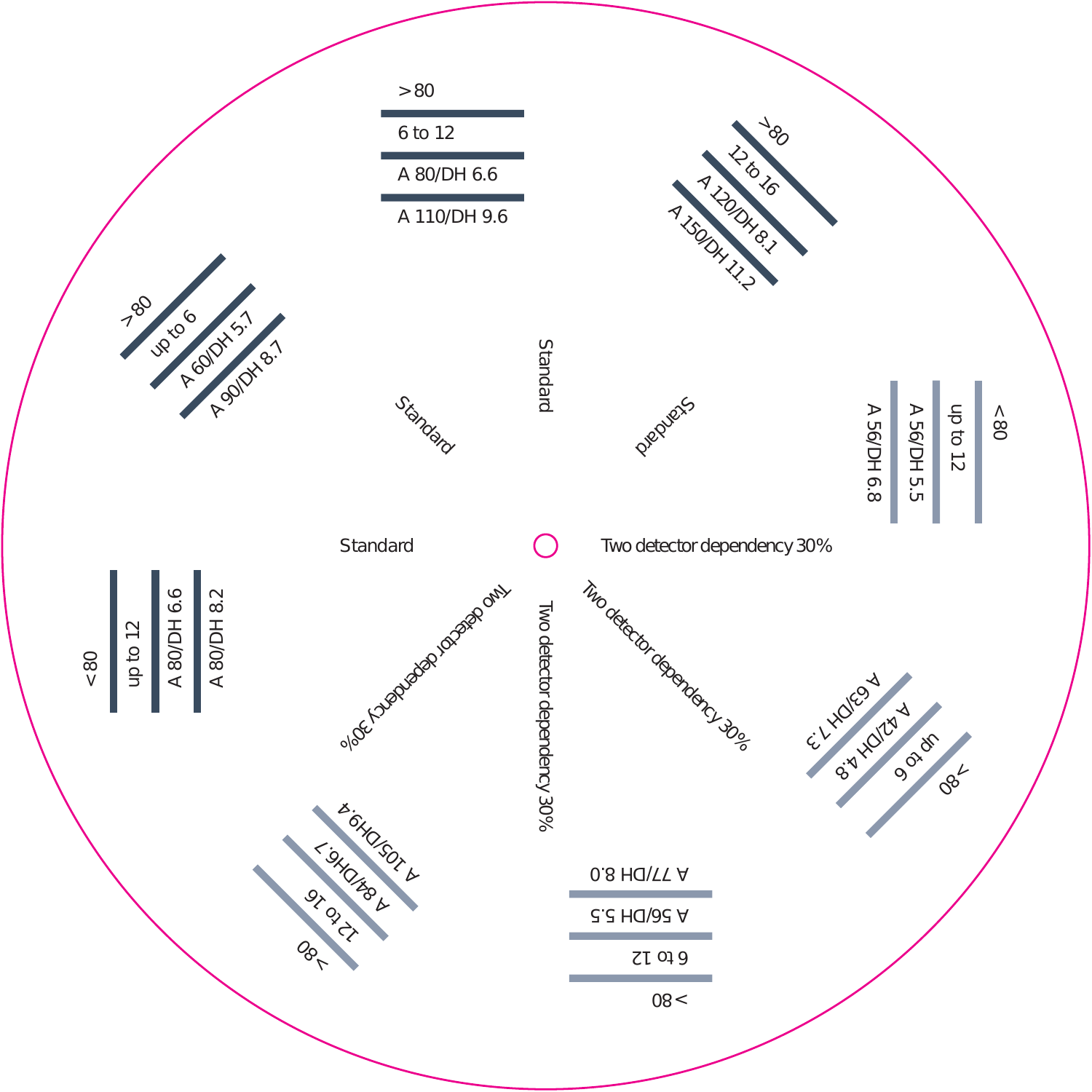Standard

>80

6 to 12

A 80/DH 6.6

A 110/DH 9.6

Standard

>80

12 to 16

A 120/DH 8.1

A 150/DH 11.2

Two detector dependency 30%

<80

up to 12

A 56/DH 5.5

A 56/DH 6.8

Two detector dependency 30%

>80

up to 6

A 42/DH 4.8

A 63/DH 7.3

Two detector dependency 30%

>80

6 to 12

A 56/DH 5.5

A 77/DH 8.0

Two detector dependency 30%

>80

12 to 16

A 84/DH6.7

A 105/DH9.4

Standard

<80

up to 12

A 80/DH 6.6

A 80/DH 8.2

Standard

>80

up to 6

A 60/DH 5.7

A 90/DH 8.7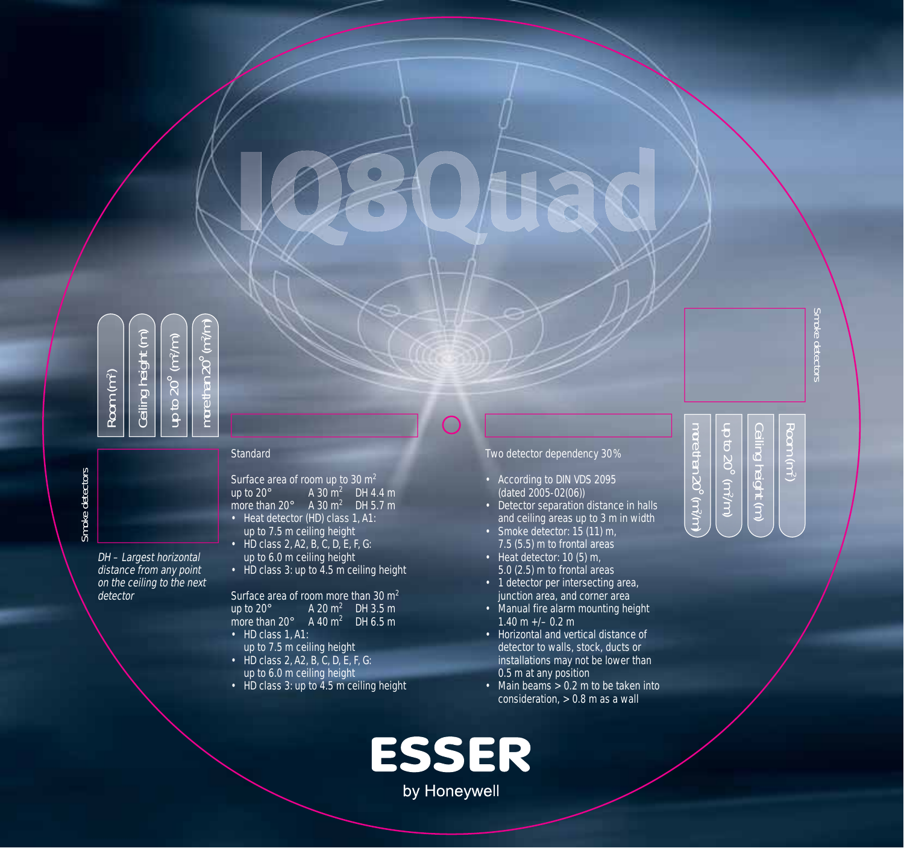IQ8Quad

Smoke detectors

| Room (m²) | Ceiling height (m) | up to 20° (m²/m) | more than 20° (m²/m) |
|---|---|---|---|
| | | | |

*DH – Largest horizontal distance from any point on the ceiling to the next detector*

## Standard

Surface area of room up to 30 m²

up to 20° A 30 m² DH 4.4 m

more than 20° A 30 m² DH 5.7 m

- Heat detector (HD) class 1, A1: up to 7.5 m ceiling height
- HD class 2, A2, B, C, D, E, F, G: up to 6.0 m ceiling height
- HD class 3: up to 4.5 m ceiling height

Surface area of room more than 30 m²

up to 20° A 20 m² DH 3.5 m

more than 20° A 40 m² DH 6.5 m

- HD class 1, A1: up to 7.5 m ceiling height
- HD class 2, A2, B, C, D, E, F, G: up to 6.0 m ceiling height
- HD class 3: up to 4.5 m ceiling height

## Two detector dependency 30%

- According to DIN VDS 2095 (dated 2005-02(06))
- Detector separation distance in halls and ceiling areas up to 3 m in width
- Smoke detector: 15 (11) m, 7.5 (5.5) m to frontal areas
- Heat detector: 10 (5) m, 5.0 (2.5) m to frontal areas
- 1 detector per intersecting area, junction area, and corner area
- Manual fire alarm mounting height 1.40 m +/– 0.2 m
- Horizontal and vertical distance of detector to walls, stock, ducts or installations may not be lower than 0.5 m at any position
- Main beams > 0.2 m to be taken into consideration, > 0.8 m as a wall

Smoke detectors

| Room (m²) | Ceiling height (m) | up to 20° (m²/m) | more than 20° (m²/m) |
|---|---|---|---|
| | | | |

ESSER by Honeywell